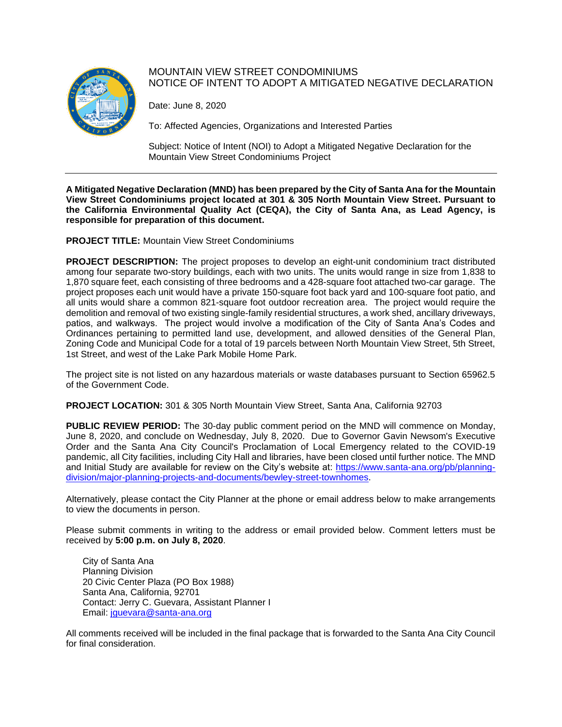# MOUNTAIN VIEW STREET CONDOMINIUMS
# NOTICE OF INTENT TO ADOPT A MITIGATED NEGATIVE DECLARATION

Date: June 8, 2020

To: Affected Agencies, Organizations and Interested Parties

Subject: Notice of Intent (NOI) to Adopt a Mitigated Negative Declaration for the Mountain View Street Condominiums Project

---

**A Mitigated Negative Declaration (MND) has been prepared by the City of Santa Ana for the Mountain View Street Condominiums project located at 301 & 305 North Mountain View Street. Pursuant to the California Environmental Quality Act (CEQA), the City of Santa Ana, as Lead Agency, is responsible for preparation of this document.**

**PROJECT TITLE:** Mountain View Street Condominiums

**PROJECT DESCRIPTION:** The project proposes to develop an eight-unit condominium tract distributed among four separate two-story buildings, each with two units. The units would range in size from 1,838 to 1,870 square feet, each consisting of three bedrooms and a 428-square foot attached two-car garage. The project proposes each unit would have a private 150-square foot back yard and 100-square foot patio, and all units would share a common 821-square foot outdoor recreation area. The project would require the demolition and removal of two existing single-family residential structures, a work shed, ancillary driveways, patios, and walkways. The project would involve a modification of the City of Santa Ana's Codes and Ordinances pertaining to permitted land use, development, and allowed densities of the General Plan, Zoning Code and Municipal Code for a total of 19 parcels between North Mountain View Street, 5th Street, 1st Street, and west of the Lake Park Mobile Home Park.

The project site is not listed on any hazardous materials or waste databases pursuant to Section 65962.5 of the Government Code.

**PROJECT LOCATION:** 301 & 305 North Mountain View Street, Santa Ana, California 92703

**PUBLIC REVIEW PERIOD:** The 30-day public comment period on the MND will commence on Monday, June 8, 2020, and conclude on Wednesday, July 8, 2020. Due to Governor Gavin Newsom's Executive Order and the Santa Ana City Council's Proclamation of Local Emergency related to the COVID-19 pandemic, all City facilities, including City Hall and libraries, have been closed until further notice. The MND and Initial Study are available for review on the City's website at: [https://www.santa-ana.org/pb/planning-division/major-planning-projects-and-documents/bewley-street-townhomes](https://www.santa-ana.org/pb/planning-division/major-planning-projects-and-documents/bewley-street-townhomes).

Alternatively, please contact the City Planner at the phone or email address below to make arrangements to view the documents in person.

Please submit comments in writing to the address or email provided below. Comment letters must be received by **5:00 p.m. on July 8, 2020**.

City of Santa Ana
Planning Division
20 Civic Center Plaza (PO Box 1988)
Santa Ana, California, 92701
Contact: Jerry C. Guevara, Assistant Planner I
Email: [jguevara@santa-ana.org](mailto:jguevara@santa-ana.org)

All comments received will be included in the final package that is forwarded to the Santa Ana City Council for final consideration.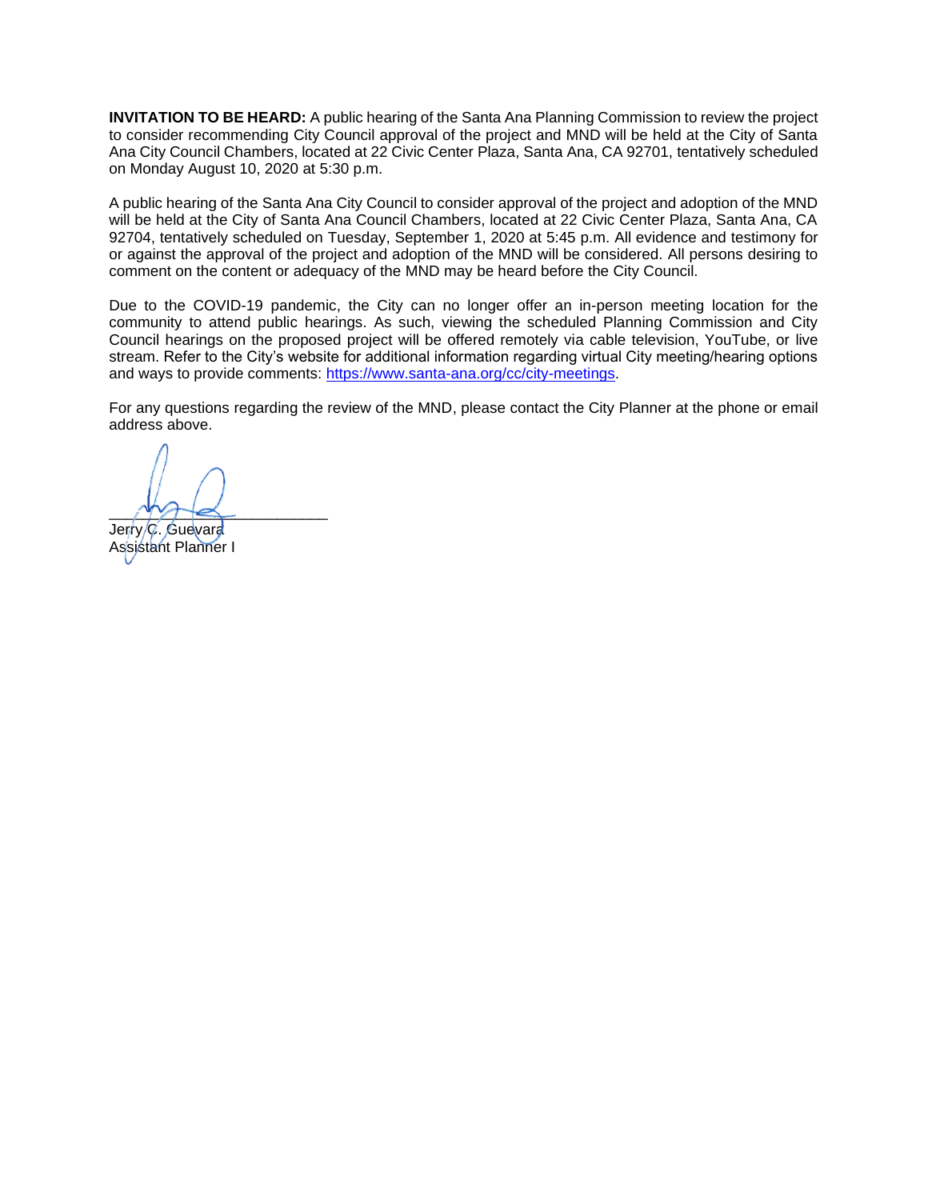**INVITATION TO BE HEARD:** A public hearing of the Santa Ana Planning Commission to review the project to consider recommending City Council approval of the project and MND will be held at the City of Santa Ana City Council Chambers, located at 22 Civic Center Plaza, Santa Ana, CA 92701, tentatively scheduled on Monday August 10, 2020 at 5:30 p.m.

A public hearing of the Santa Ana City Council to consider approval of the project and adoption of the MND will be held at the City of Santa Ana Council Chambers, located at 22 Civic Center Plaza, Santa Ana, CA 92704, tentatively scheduled on Tuesday, September 1, 2020 at 5:45 p.m. All evidence and testimony for or against the approval of the project and adoption of the MND will be considered. All persons desiring to comment on the content or adequacy of the MND may be heard before the City Council.

Due to the COVID-19 pandemic, the City can no longer offer an in-person meeting location for the community to attend public hearings. As such, viewing the scheduled Planning Commission and City Council hearings on the proposed project will be offered remotely via cable television, YouTube, or live stream. Refer to the City's website for additional information regarding virtual City meeting/hearing options and ways to provide comments: https://www.santa-ana.org/cc/city-meetings.

For any questions regarding the review of the MND, please contact the City Planner at the phone or email address above.

_________________________

Jerry C. Guevara
Assistant Planner I